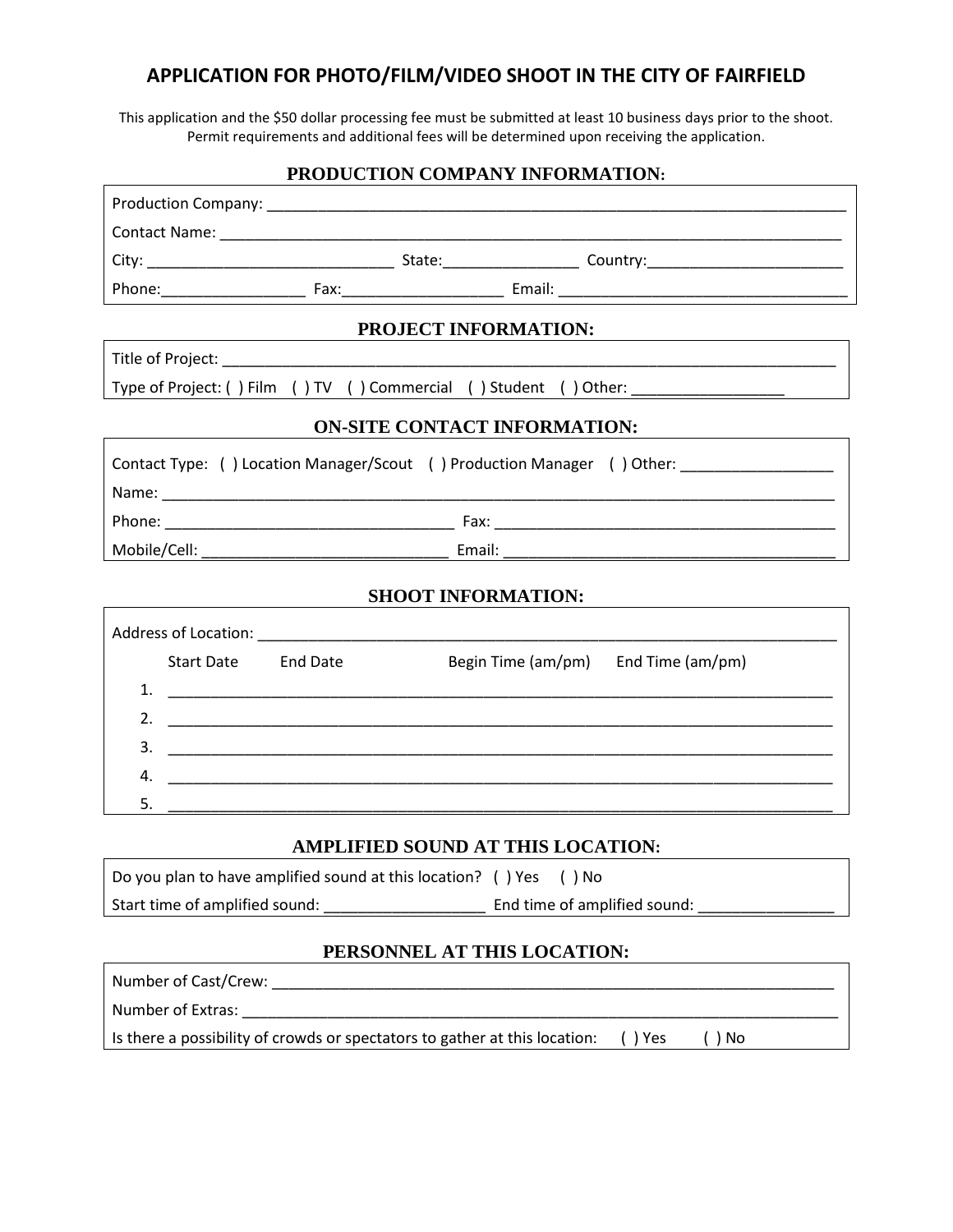# APPLICATION FOR PHOTO/FILM/VIDEO SHOOT IN THE CITY OF FAIRFIELD

This application and the $50 dollar processing fee must be submitted at least 10 business days prior to the shoot. Permit requirements and additional fees will be determined upon receiving the application.

## PRODUCTION COMPANY INFORMATION:

Production Company: ______________________________________________

Contact Name: ______________________________________________

City: ____________________ State:______________ Country:____________________

Phone:______________ Fax:________________ Email: ______________________________

## PROJECT INFORMATION:

Title of Project: ______________________________________________

Type of Project: ( ) Film ( ) TV ( ) Commercial ( ) Student ( ) Other: ________________

## ON-SITE CONTACT INFORMATION:

Contact Type: ( ) Location Manager/Scout ( ) Production Manager ( ) Other: ________________

Name: ______________________________________________

Phone: ______________________________ Fax: ______________________________

Mobile/Cell: __________________________ Email: ______________________________

## SHOOT INFORMATION:

Address of Location: ______________________________________________

| | Start Date | End Date | Begin Time (am/pm) | End Time (am/pm) |
|---|---|---|---|---|
| 1. | | | | |
| 2. | | | | |
| 3. | | | | |
| 4. | | | | |
| 5. | | | | |

## AMPLIFIED SOUND AT THIS LOCATION:

Do you plan to have amplified sound at this location? ( ) Yes ( ) No

Start time of amplified sound: ________________ End time of amplified sound: ______________

## PERSONNEL AT THIS LOCATION:

Number of Cast/Crew: ______________________________________________

Number of Extras: ______________________________________________

Is there a possibility of crowds or spectators to gather at this location: ( ) Yes ( ) No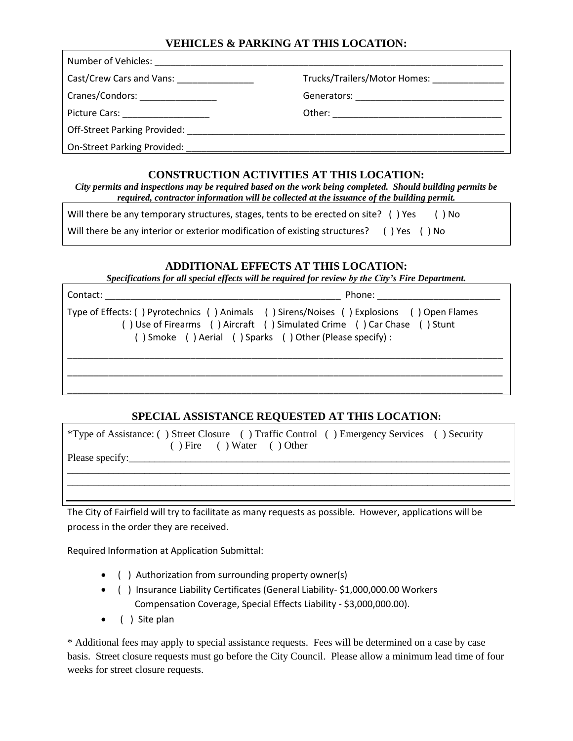## VEHICLES & PARKING AT THIS LOCATION:

Number of Vehicles: ___________________________________________________________________________

Cast/Crew Cars and Vans: _______________ Trucks/Trailers/Motor Homes: ______________

Cranes/Condors: _______________ Generators: _____________________________

Picture Cars: _________________ Other: _________________________________

Off-Street Parking Provided: ______________________________________________________________

On-Street Parking Provided: ______________________________________________________________

## CONSTRUCTION ACTIVITIES AT THIS LOCATION:

***City permits and inspections may be required based on the work being completed. Should building permits be required, contractor information will be collected at the issuance of the building permit.***

Will there be any temporary structures, stages, tents to be erected on site? ( ) Yes ( ) No

Will there be any interior or exterior modification of existing structures? ( ) Yes ( ) No

## ADDITIONAL EFFECTS AT THIS LOCATION:

***Specifications for all special effects will be required for review by the City's Fire Department.***

Contact: ______________________________________________ Phone: ________________________

Type of Effects: ( ) Pyrotechnics ( ) Animals ( ) Sirens/Noises ( ) Explosions ( ) Open Flames ( ) Use of Firearms ( ) Aircraft ( ) Simulated Crime ( ) Car Chase ( ) Stunt ( ) Smoke ( ) Aerial ( ) Sparks ( ) Other (Please specify) :

___________________________________________________________________________________________

___________________________________________________________________________________________

___________________________________________________________________________________________

## SPECIAL ASSISTANCE REQUESTED AT THIS LOCATION:

*Type of Assistance: ( ) Street Closure ( ) Traffic Control ( ) Emergency Services ( ) Security ( ) Fire ( ) Water ( ) Other

Please specify:____________________________________________________________________________

___________________________________________________________________________________________

___________________________________________________________________________________________

The City of Fairfield will try to facilitate as many requests as possible. However, applications will be process in the order they are received.

Required Information at Application Submittal:

- ( ) Authorization from surrounding property owner(s)
- ( ) Insurance Liability Certificates (General Liability- $1,000,000.00 Workers Compensation Coverage, Special Effects Liability - $3,000,000.00).
- ( ) Site plan

* Additional fees may apply to special assistance requests. Fees will be determined on a case by case basis. Street closure requests must go before the City Council. Please allow a minimum lead time of four weeks for street closure requests.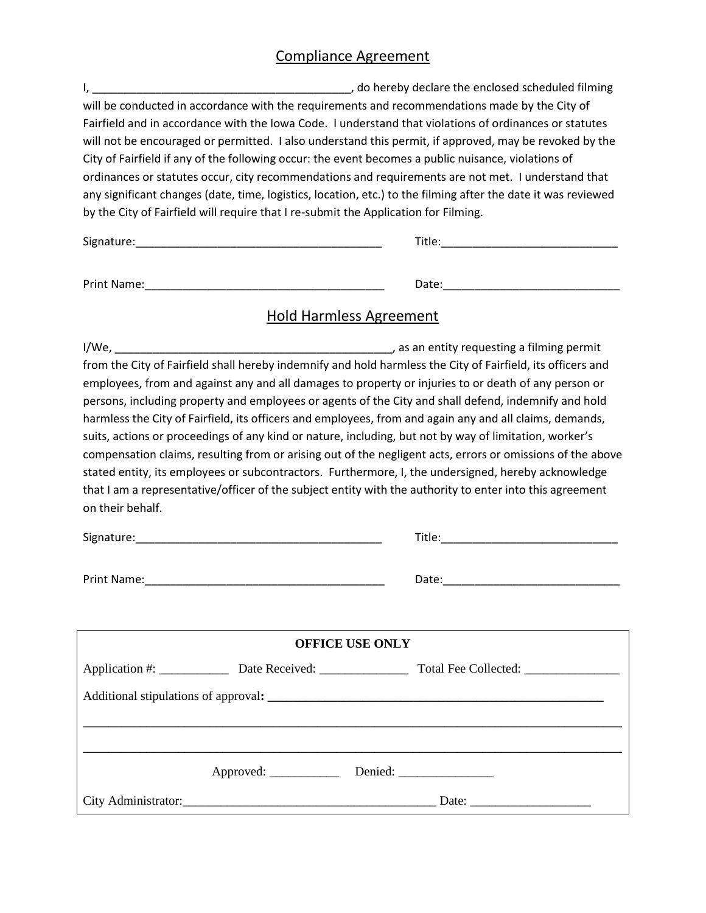## Compliance Agreement

I, ________________________________________, do hereby declare the enclosed scheduled filming will be conducted in accordance with the requirements and recommendations made by the City of Fairfield and in accordance with the Iowa Code. I understand that violations of ordinances or statutes will not be encouraged or permitted. I also understand this permit, if approved, may be revoked by the City of Fairfield if any of the following occur: the event becomes a public nuisance, violations of ordinances or statutes occur, city recommendations and requirements are not met. I understand that any significant changes (date, time, logistics, location, etc.) to the filming after the date it was reviewed by the City of Fairfield will require that I re-submit the Application for Filming.

Signature:_______________________________________ Title:____________________________

Print Name:______________________________________ Date:____________________________

## Hold Harmless Agreement

I/We, _____________________________________________, as an entity requesting a filming permit from the City of Fairfield shall hereby indemnify and hold harmless the City of Fairfield, its officers and employees, from and against any and all damages to property or injuries to or death of any person or persons, including property and employees or agents of the City and shall defend, indemnify and hold harmless the City of Fairfield, its officers and employees, from and again any and all claims, demands, suits, actions or proceedings of any kind or nature, including, but not by way of limitation, worker's compensation claims, resulting from or arising out of the negligent acts, errors or omissions of the above stated entity, its employees or subcontractors. Furthermore, I, the undersigned, hereby acknowledge that I am a representative/officer of the subject entity with the authority to enter into this agreement on their behalf.

Signature:_______________________________________ Title:____________________________

Print Name:______________________________________ Date:____________________________

**OFFICE USE ONLY**

Application #: ___________ Date Received: ______________ Total Fee Collected: _______________

Additional stipulations of approval: ______________________________________________________

_____________________________________________________________________________________

_____________________________________________________________________________________

Approved: ___________ Denied: _______________

City Administrator:________________________________________ Date: ___________________